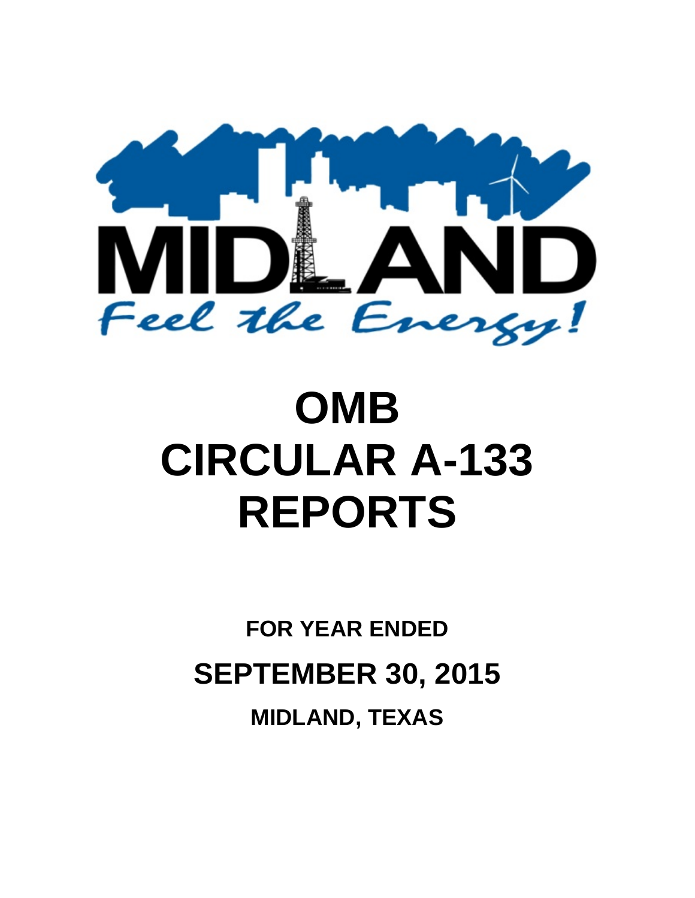MIDLAND

*Feel the Energy!*

# OMB CIRCULAR A-133 REPORTS

**FOR YEAR ENDED**

## SEPTEMBER 30, 2015

**MIDLAND, TEXAS**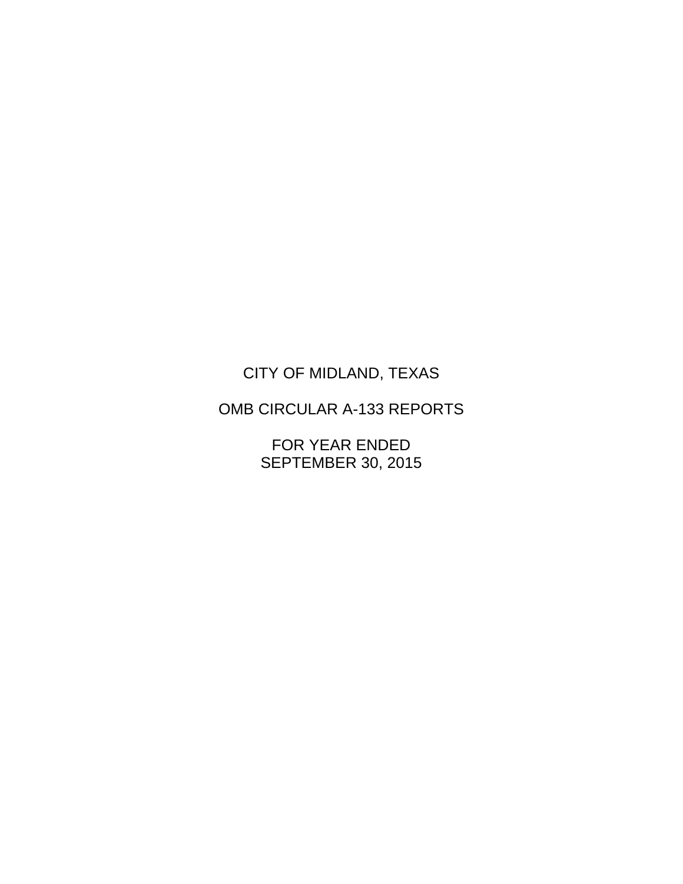# CITY OF MIDLAND, TEXAS

## OMB CIRCULAR A-133 REPORTS

### FOR YEAR ENDED SEPTEMBER 30, 2015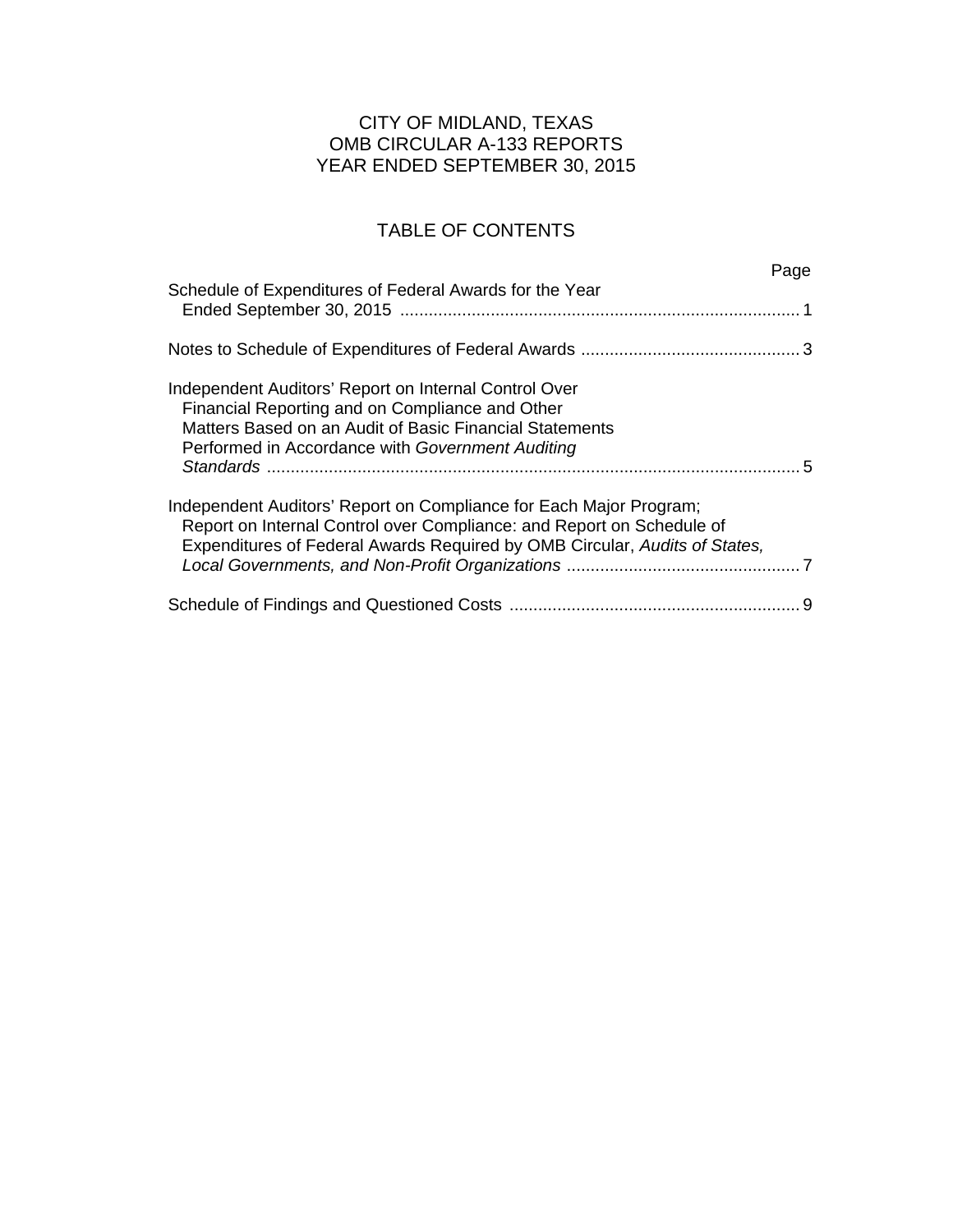# CITY OF MIDLAND, TEXAS
# OMB CIRCULAR A-133 REPORTS
# YEAR ENDED SEPTEMBER 30, 2015

## TABLE OF CONTENTS

| | Page |
|---|---|
| Schedule of Expenditures of Federal Awards for the Year Ended September 30, 2015 | 1 |
| Notes to Schedule of Expenditures of Federal Awards | 3 |
| Independent Auditors' Report on Internal Control Over Financial Reporting and on Compliance and Other Matters Based on an Audit of Basic Financial Statements Performed in Accordance with *Government Auditing Standards* | 5 |
| Independent Auditors' Report on Compliance for Each Major Program; Report on Internal Control over Compliance: and Report on Schedule of Expenditures of Federal Awards Required by OMB Circular, *Audits of States, Local Governments, and Non-Profit Organizations* | 7 |
| Schedule of Findings and Questioned Costs | 9 |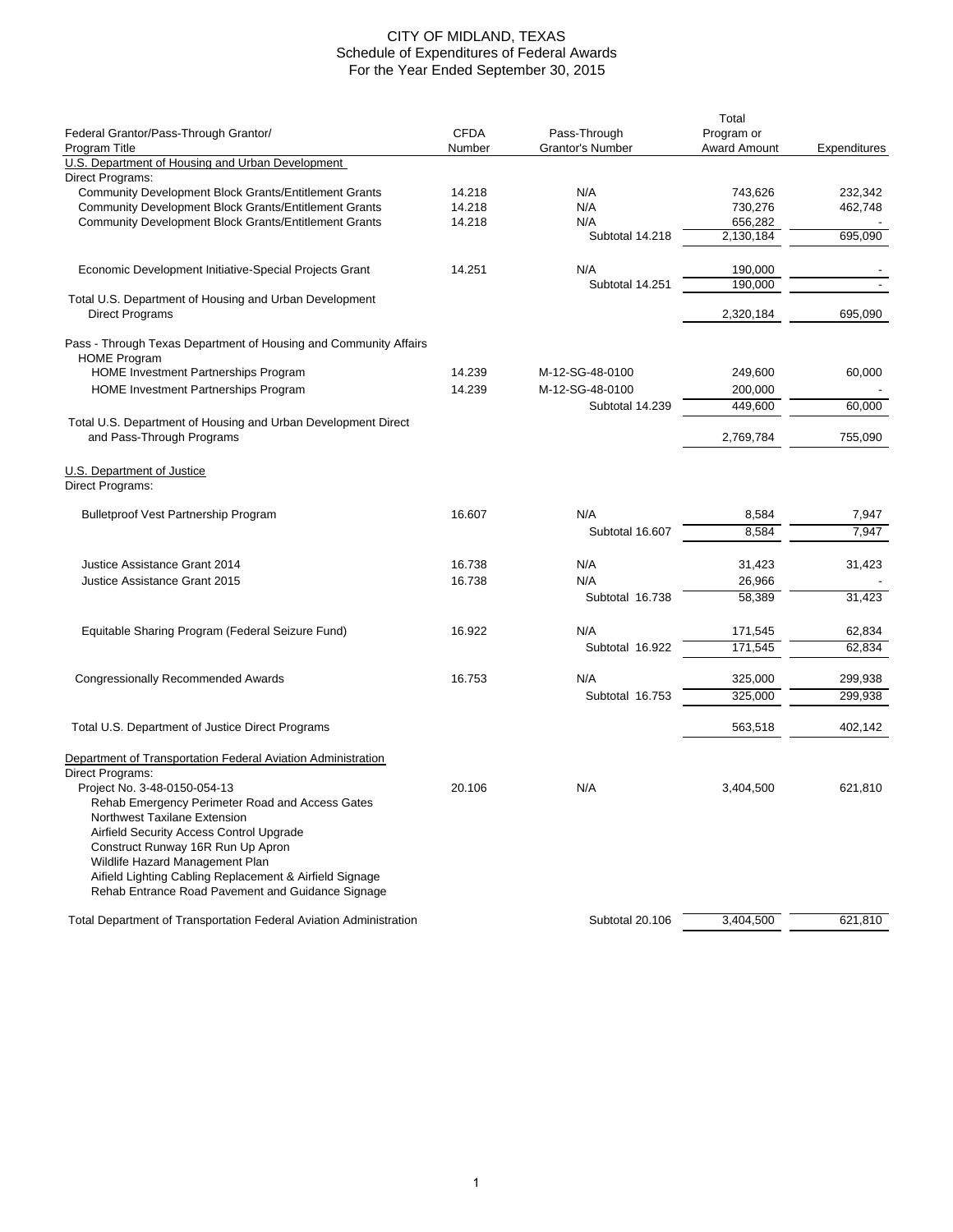# CITY OF MIDLAND, TEXAS
## Schedule of Expenditures of Federal Awards
### For the Year Ended September 30, 2015

| Federal Grantor/Pass-Through Grantor/ Program Title | CFDA Number | Pass-Through Grantor's Number | Total Program or Award Amount | Expenditures |
|---|---|---|---|---|
| U.S. Department of Housing and Urban Development | | | | |
| Direct Programs: | | | | |
| Community Development Block Grants/Entitlement Grants | 14.218 | N/A | 743,626 | 232,342 |
| Community Development Block Grants/Entitlement Grants | 14.218 | N/A | 730,276 | 462,748 |
| Community Development Block Grants/Entitlement Grants | 14.218 | N/A | 656,282 | - |
| | | Subtotal 14.218 | 2,130,184 | 695,090 |
| Economic Development Initiative-Special Projects Grant | 14.251 | N/A | 190,000 | - |
| | | Subtotal 14.251 | 190,000 | - |
| Total U.S. Department of Housing and Urban Development Direct Programs | | | 2,320,184 | 695,090 |
| Pass - Through Texas Department of Housing and Community Affairs | | | | |
| HOME Program | | | | |
| HOME Investment Partnerships Program | 14.239 | M-12-SG-48-0100 | 249,600 | 60,000 |
| HOME Investment Partnerships Program | 14.239 | M-12-SG-48-0100 | 200,000 | - |
| | | Subtotal 14.239 | 449,600 | 60,000 |
| Total U.S. Department of Housing and Urban Development Direct and Pass-Through Programs | | | 2,769,784 | 755,090 |
| U.S. Department of Justice | | | | |
| Direct Programs: | | | | |
| Bulletproof Vest Partnership Program | 16.607 | N/A | 8,584 | 7,947 |
| | | Subtotal 16.607 | 8,584 | 7,947 |
| Justice Assistance Grant 2014 | 16.738 | N/A | 31,423 | 31,423 |
| Justice Assistance Grant 2015 | 16.738 | N/A | 26,966 | - |
| | | Subtotal 16.738 | 58,389 | 31,423 |
| Equitable Sharing Program (Federal Seizure Fund) | 16.922 | N/A | 171,545 | 62,834 |
| | | Subtotal 16.922 | 171,545 | 62,834 |
| Congressionally Recommended Awards | 16.753 | N/A | 325,000 | 299,938 |
| | | Subtotal 16.753 | 325,000 | 299,938 |
| Total U.S. Department of Justice Direct Programs | | | 563,518 | 402,142 |
| Department of Transportation Federal Aviation Administration | | | | |
| Direct Programs: | | | | |
| Project No. 3-48-0150-054-13 | 20.106 | N/A | 3,404,500 | 621,810 |
| Rehab Emergency Perimeter Road and Access Gates | | | | |
| Northwest Taxilane Extension | | | | |
| Airfield Security Access Control Upgrade | | | | |
| Construct Runway 16R Run Up Apron | | | | |
| Wildlife Hazard Management Plan | | | | |
| Aifield Lighting Cabling Replacement & Airfield Signage | | | | |
| Rehab Entrance Road Pavement and Guidance Signage | | | | |
| Total Department of Transportation Federal Aviation Administration | | Subtotal 20.106 | 3,404,500 | 621,810 |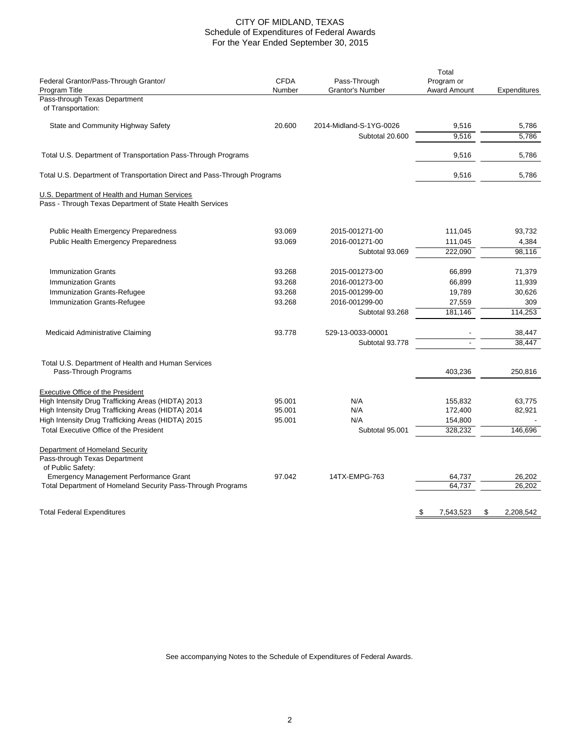# CITY OF MIDLAND, TEXAS
## Schedule of Expenditures of Federal Awards
### For the Year Ended September 30, 2015

| Federal Grantor/Pass-Through Grantor/ Program Title | CFDA Number | Pass-Through Grantor's Number | Total Program or Award Amount | Expenditures |
|---|---|---|---|---|
| Pass-through Texas Department of Transportation: | | | | |
| State and Community Highway Safety | 20.600 | 2014-Midland-S-1YG-0026 | 9,516 | 5,786 |
| | | Subtotal 20.600 | 9,516 | 5,786 |
| Total U.S. Department of Transportation Pass-Through Programs | | | 9,516 | 5,786 |
| Total U.S. Department of Transportation Direct and Pass-Through Programs | | | 9,516 | 5,786 |
| U.S. Department of Health and Human Services | | | | |
| Pass - Through Texas Department of State Health Services | | | | |
| Public Health Emergency Preparedness | 93.069 | 2015-001271-00 | 111,045 | 93,732 |
| Public Health Emergency Preparedness | 93.069 | 2016-001271-00 | 111,045 | 4,384 |
| | | Subtotal 93.069 | 222,090 | 98,116 |
| Immunization Grants | 93.268 | 2015-001273-00 | 66,899 | 71,379 |
| Immunization Grants | 93.268 | 2016-001273-00 | 66,899 | 11,939 |
| Immunization Grants-Refugee | 93.268 | 2015-001299-00 | 19,789 | 30,626 |
| Immunization Grants-Refugee | 93.268 | 2016-001299-00 | 27,559 | 309 |
| | | Subtotal 93.268 | 181,146 | 114,253 |
| Medicaid Administrative Claiming | 93.778 | 529-13-0033-00001 | - | 38,447 |
| | | Subtotal 93.778 | - | 38,447 |
| Total U.S. Department of Health and Human Services Pass-Through Programs | | | 403,236 | 250,816 |
| Executive Office of the President | | | | |
| High Intensity Drug Trafficking Areas (HIDTA) 2013 | 95.001 | N/A | 155,832 | 63,775 |
| High Intensity Drug Trafficking Areas (HIDTA) 2014 | 95.001 | N/A | 172,400 | 82,921 |
| High Intensity Drug Trafficking Areas (HIDTA) 2015 | 95.001 | N/A | 154,800 | - |
| Total Executive Office of the President | | Subtotal 95.001 | 328,232 | 146,696 |
| Department of Homeland Security | | | | |
| Pass-through Texas Department of Public Safety: | | | | |
| Emergency Management Performance Grant | 97.042 | 14TX-EMPG-763 | 64,737 | 26,202 |
| Total Department of Homeland Security Pass-Through Programs | | | 64,737 | 26,202 |
| Total Federal Expenditures | | | $ 7,543,523 | $ 2,208,542 |

See accompanying Notes to the Schedule of Expenditures of Federal Awards.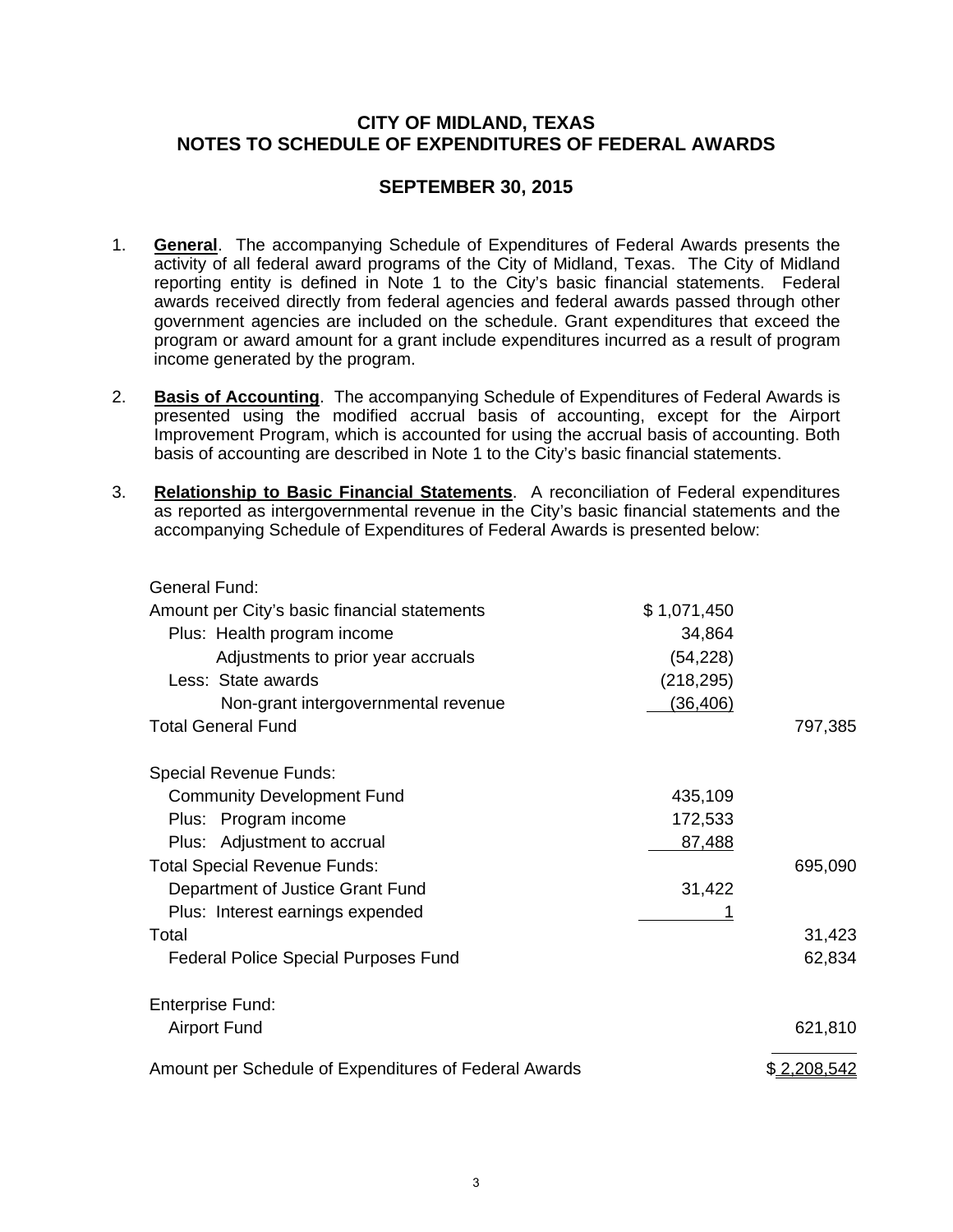# CITY OF MIDLAND, TEXAS
# NOTES TO SCHEDULE OF EXPENDITURES OF FEDERAL AWARDS

## SEPTEMBER 30, 2015

1. **General**. The accompanying Schedule of Expenditures of Federal Awards presents the activity of all federal award programs of the City of Midland, Texas. The City of Midland reporting entity is defined in Note 1 to the City's basic financial statements. Federal awards received directly from federal agencies and federal awards passed through other government agencies are included on the schedule. Grant expenditures that exceed the program or award amount for a grant include expenditures incurred as a result of program income generated by the program.

2. **Basis of Accounting**. The accompanying Schedule of Expenditures of Federal Awards is presented using the modified accrual basis of accounting, except for the Airport Improvement Program, which is accounted for using the accrual basis of accounting. Both basis of accounting are described in Note 1 to the City's basic financial statements.

3. **Relationship to Basic Financial Statements**. A reconciliation of Federal expenditures as reported as intergovernmental revenue in the City's basic financial statements and the accompanying Schedule of Expenditures of Federal Awards is presented below:

| | | |
|---|---|---|
| General Fund: | | |
| Amount per City's basic financial statements | $ 1,071,450 | |
| Plus: Health program income | 34,864 | |
| Adjustments to prior year accruals | (54,228) | |
| Less: State awards | (218,295) | |
| Non-grant intergovernmental revenue | (36,406) | |
| Total General Fund | | 797,385 |
| Special Revenue Funds: | | |
| Community Development Fund | 435,109 | |
| Plus: Program income | 172,533 | |
| Plus: Adjustment to accrual | 87,488 | |
| Total Special Revenue Funds: | | 695,090 |
| Department of Justice Grant Fund | 31,422 | |
| Plus: Interest earnings expended | 1 | |
| Total | | 31,423 |
| Federal Police Special Purposes Fund | | 62,834 |
| Enterprise Fund: | | |
| Airport Fund | | 621,810 |
| Amount per Schedule of Expenditures of Federal Awards | | $ 2,208,542 |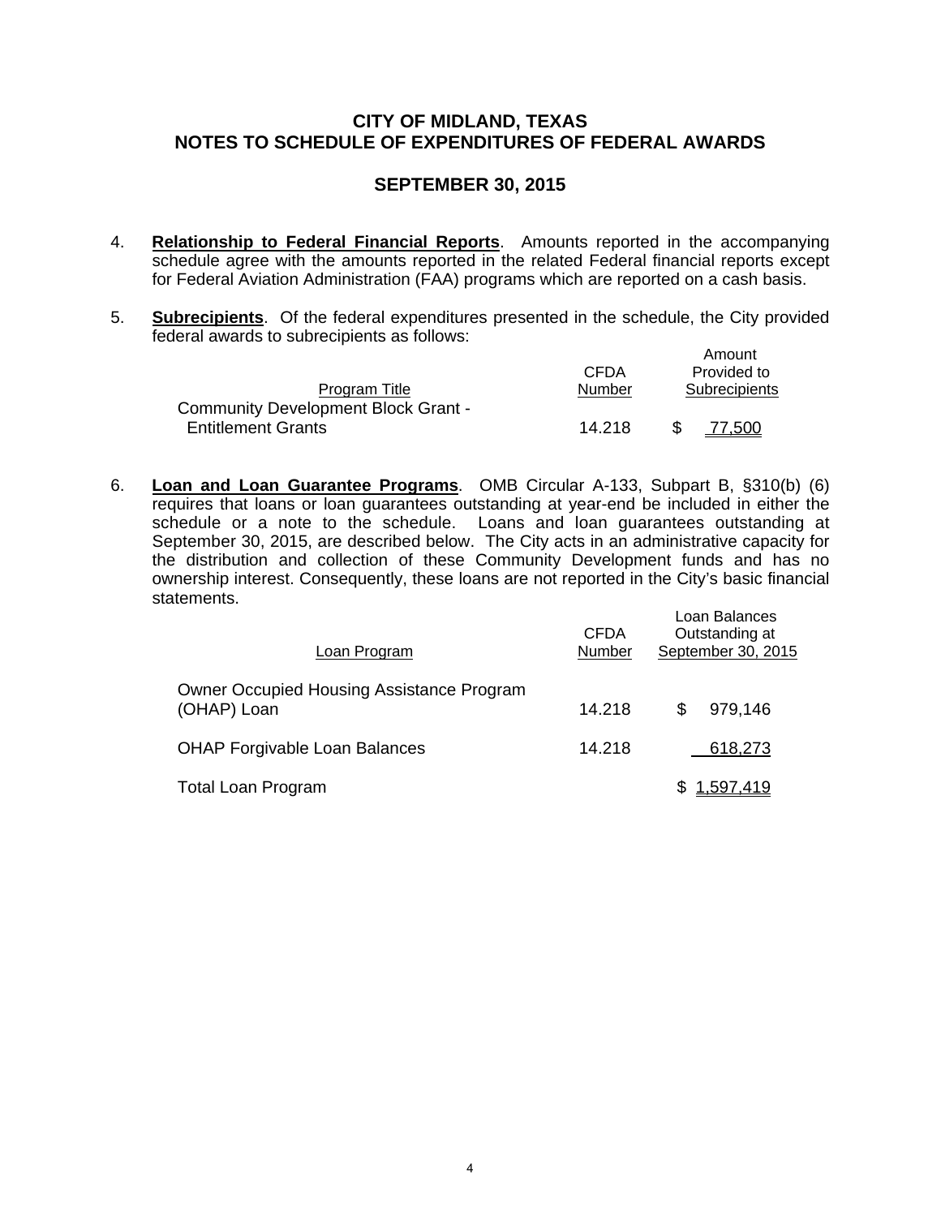# CITY OF MIDLAND, TEXAS
# NOTES TO SCHEDULE OF EXPENDITURES OF FEDERAL AWARDS

## SEPTEMBER 30, 2015

4. **Relationship to Federal Financial Reports**. Amounts reported in the accompanying schedule agree with the amounts reported in the related Federal financial reports except for Federal Aviation Administration (FAA) programs which are reported on a cash basis.

5. **Subrecipients**. Of the federal expenditures presented in the schedule, the City provided federal awards to subrecipients as follows:

| Program Title | CFDA Number | Amount Provided to Subrecipients |
|---|---|---|
| Community Development Block Grant - Entitlement Grants | 14.218 | $ 77,500 |

6. **Loan and Loan Guarantee Programs**. OMB Circular A-133, Subpart B, §310(b) (6) requires that loans or loan guarantees outstanding at year-end be included in either the schedule or a note to the schedule. Loans and loan guarantees outstanding at September 30, 2015, are described below. The City acts in an administrative capacity for the distribution and collection of these Community Development funds and has no ownership interest. Consequently, these loans are not reported in the City's basic financial statements.

| Loan Program | CFDA Number | Loan Balances Outstanding at September 30, 2015 |
|---|---|---|
| Owner Occupied Housing Assistance Program (OHAP) Loan | 14.218 | $ 979,146 |
| OHAP Forgivable Loan Balances | 14.218 | 618,273 |
| Total Loan Program | | $ 1,597,419 |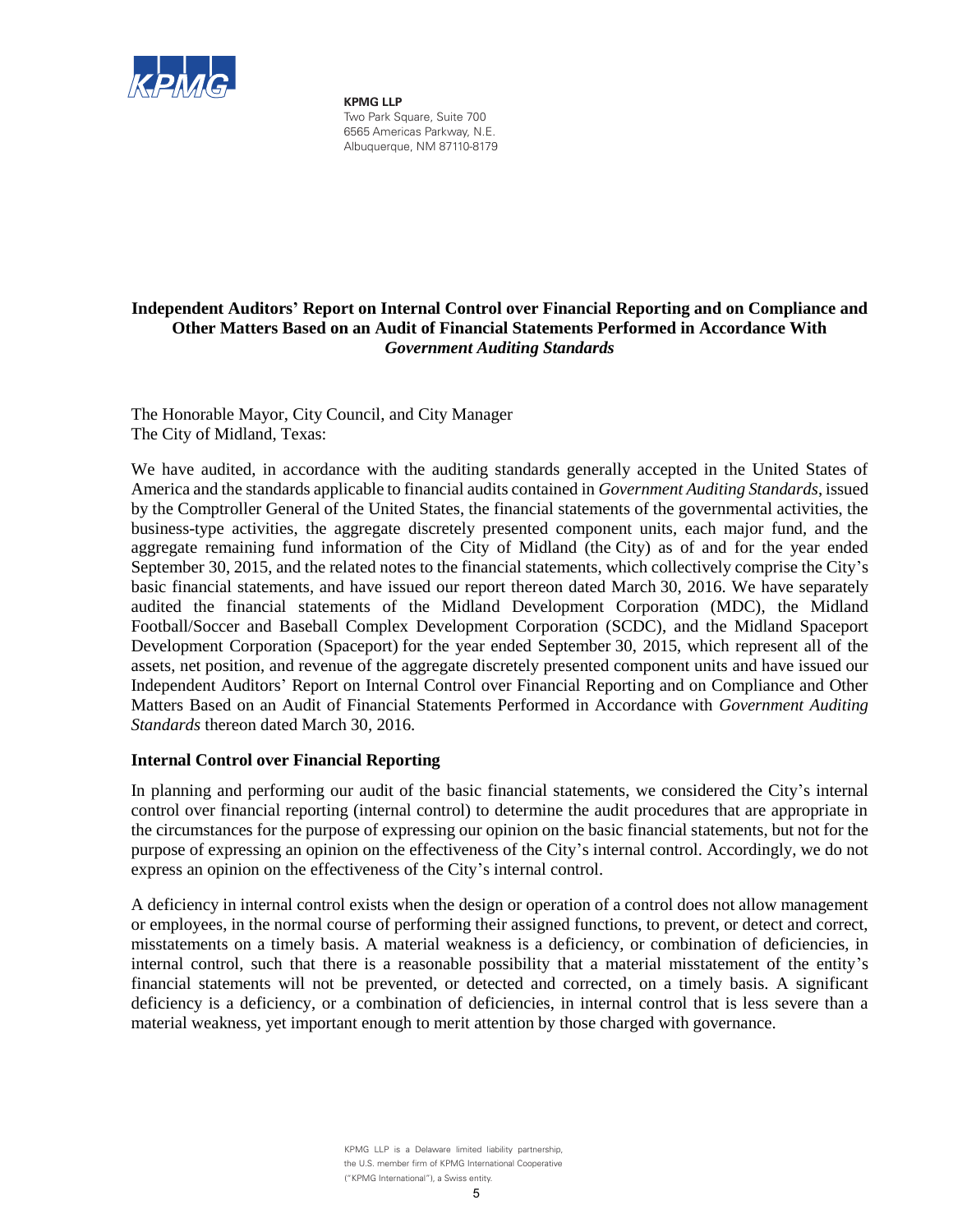**KPMG LLP**
Two Park Square, Suite 700
6565 Americas Parkway, N.E.
Albuquerque, NM 87110-8179

## Independent Auditors' Report on Internal Control over Financial Reporting and on Compliance and Other Matters Based on an Audit of Financial Statements Performed in Accordance With *Government Auditing Standards*

The Honorable Mayor, City Council, and City Manager
The City of Midland, Texas:

We have audited, in accordance with the auditing standards generally accepted in the United States of America and the standards applicable to financial audits contained in *Government Auditing Standards*, issued by the Comptroller General of the United States, the financial statements of the governmental activities, the business-type activities, the aggregate discretely presented component units, each major fund, and the aggregate remaining fund information of the City of Midland (the City) as of and for the year ended September 30, 2015, and the related notes to the financial statements, which collectively comprise the City's basic financial statements, and have issued our report thereon dated March 30, 2016. We have separately audited the financial statements of the Midland Development Corporation (MDC), the Midland Football/Soccer and Baseball Complex Development Corporation (SCDC), and the Midland Spaceport Development Corporation (Spaceport) for the year ended September 30, 2015, which represent all of the assets, net position, and revenue of the aggregate discretely presented component units and have issued our Independent Auditors' Report on Internal Control over Financial Reporting and on Compliance and Other Matters Based on an Audit of Financial Statements Performed in Accordance with *Government Auditing Standards* thereon dated March 30, 2016.

### Internal Control over Financial Reporting

In planning and performing our audit of the basic financial statements, we considered the City's internal control over financial reporting (internal control) to determine the audit procedures that are appropriate in the circumstances for the purpose of expressing our opinion on the basic financial statements, but not for the purpose of expressing an opinion on the effectiveness of the City's internal control. Accordingly, we do not express an opinion on the effectiveness of the City's internal control.

A deficiency in internal control exists when the design or operation of a control does not allow management or employees, in the normal course of performing their assigned functions, to prevent, or detect and correct, misstatements on a timely basis. A material weakness is a deficiency, or combination of deficiencies, in internal control, such that there is a reasonable possibility that a material misstatement of the entity's financial statements will not be prevented, or detected and corrected, on a timely basis. A significant deficiency is a deficiency, or a combination of deficiencies, in internal control that is less severe than a material weakness, yet important enough to merit attention by those charged with governance.

KPMG LLP is a Delaware limited liability partnership, the U.S. member firm of KPMG International Cooperative ("KPMG International"), a Swiss entity.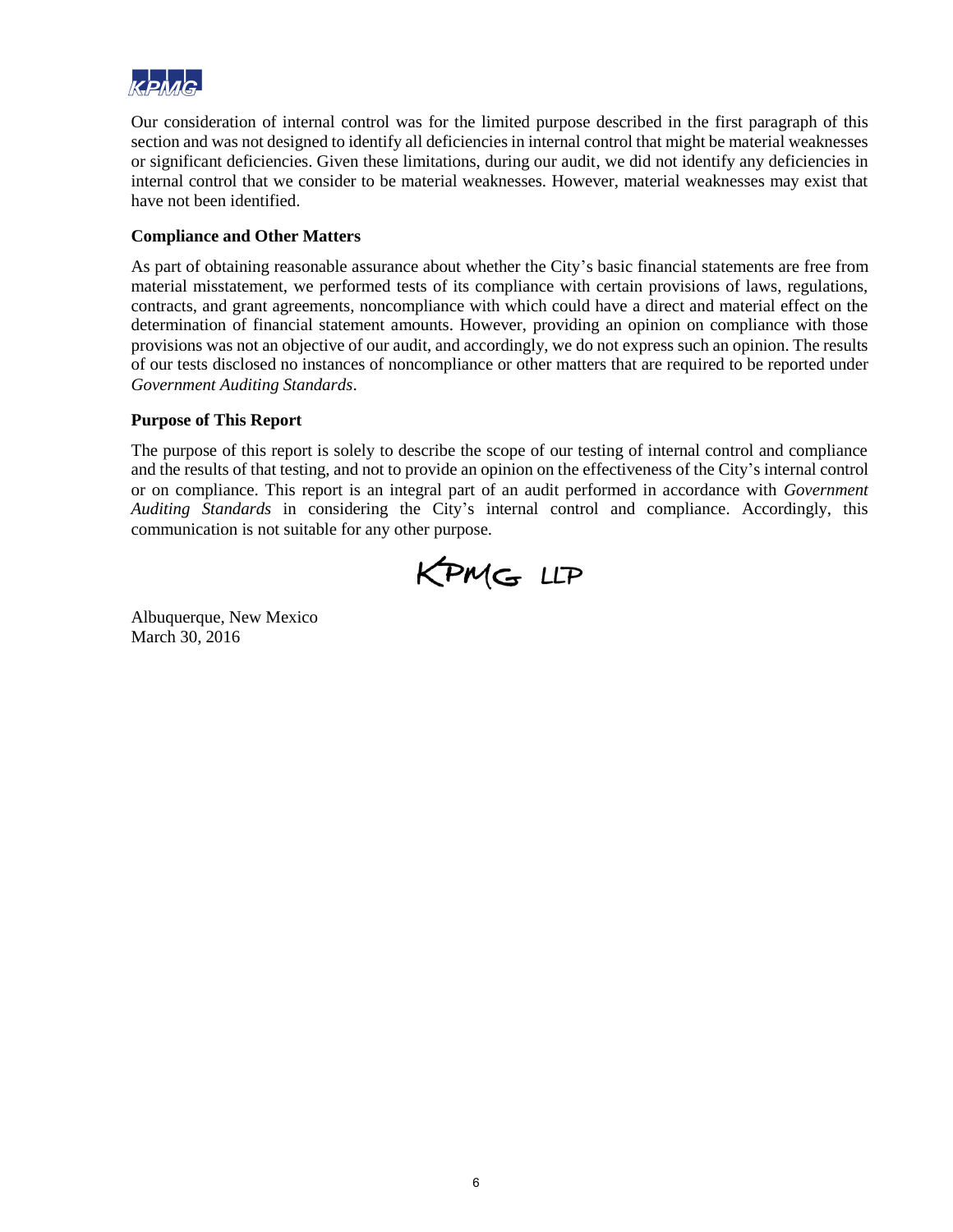Our consideration of internal control was for the limited purpose described in the first paragraph of this section and was not designed to identify all deficiencies in internal control that might be material weaknesses or significant deficiencies. Given these limitations, during our audit, we did not identify any deficiencies in internal control that we consider to be material weaknesses. However, material weaknesses may exist that have not been identified.

**Compliance and Other Matters**

As part of obtaining reasonable assurance about whether the City's basic financial statements are free from material misstatement, we performed tests of its compliance with certain provisions of laws, regulations, contracts, and grant agreements, noncompliance with which could have a direct and material effect on the determination of financial statement amounts. However, providing an opinion on compliance with those provisions was not an objective of our audit, and accordingly, we do not express such an opinion. The results of our tests disclosed no instances of noncompliance or other matters that are required to be reported under *Government Auditing Standards*.

**Purpose of This Report**

The purpose of this report is solely to describe the scope of our testing of internal control and compliance and the results of that testing, and not to provide an opinion on the effectiveness of the City's internal control or on compliance. This report is an integral part of an audit performed in accordance with *Government Auditing Standards* in considering the City's internal control and compliance. Accordingly, this communication is not suitable for any other purpose.

KPMG LLP

Albuquerque, New Mexico
March 30, 2016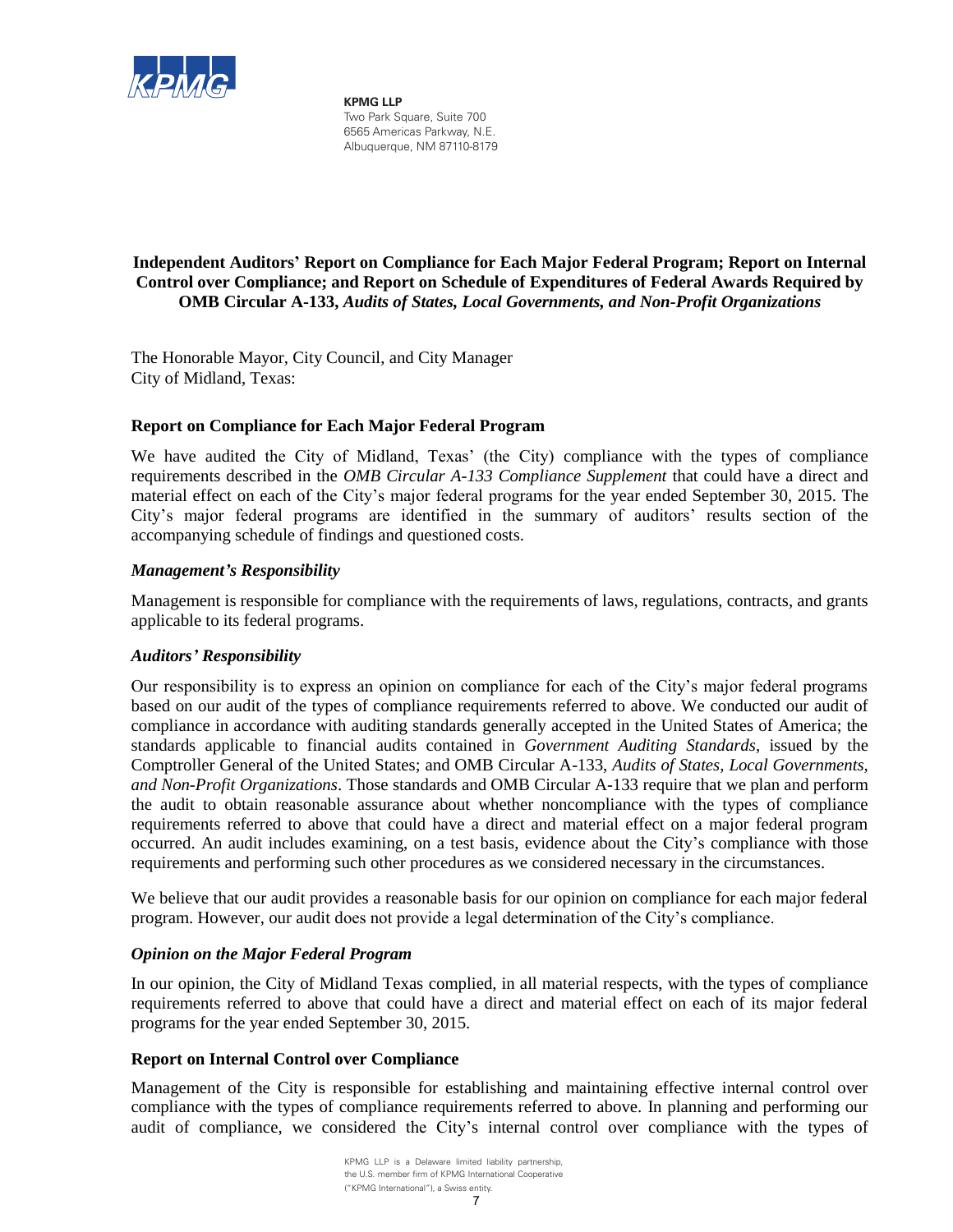**KPMG LLP**
Two Park Square, Suite 700
6565 Americas Parkway, N.E.
Albuquerque, NM 87110-8179

**Independent Auditors' Report on Compliance for Each Major Federal Program; Report on Internal Control over Compliance; and Report on Schedule of Expenditures of Federal Awards Required by OMB Circular A-133,** ***Audits of States, Local Governments, and Non-Profit Organizations***

The Honorable Mayor, City Council, and City Manager
City of Midland, Texas:

## Report on Compliance for Each Major Federal Program

We have audited the City of Midland, Texas' (the City) compliance with the types of compliance requirements described in the *OMB Circular A-133 Compliance Supplement* that could have a direct and material effect on each of the City's major federal programs for the year ended September 30, 2015. The City's major federal programs are identified in the summary of auditors' results section of the accompanying schedule of findings and questioned costs.

### *Management's Responsibility*

Management is responsible for compliance with the requirements of laws, regulations, contracts, and grants applicable to its federal programs.

### *Auditors' Responsibility*

Our responsibility is to express an opinion on compliance for each of the City's major federal programs based on our audit of the types of compliance requirements referred to above. We conducted our audit of compliance in accordance with auditing standards generally accepted in the United States of America; the standards applicable to financial audits contained in *Government Auditing Standards*, issued by the Comptroller General of the United States; and OMB Circular A-133, *Audits of States, Local Governments, and Non-Profit Organizations*. Those standards and OMB Circular A-133 require that we plan and perform the audit to obtain reasonable assurance about whether noncompliance with the types of compliance requirements referred to above that could have a direct and material effect on a major federal program occurred. An audit includes examining, on a test basis, evidence about the City's compliance with those requirements and performing such other procedures as we considered necessary in the circumstances.

We believe that our audit provides a reasonable basis for our opinion on compliance for each major federal program. However, our audit does not provide a legal determination of the City's compliance.

### *Opinion on the Major Federal Program*

In our opinion, the City of Midland Texas complied, in all material respects, with the types of compliance requirements referred to above that could have a direct and material effect on each of its major federal programs for the year ended September 30, 2015.

## Report on Internal Control over Compliance

Management of the City is responsible for establishing and maintaining effective internal control over compliance with the types of compliance requirements referred to above. In planning and performing our audit of compliance, we considered the City's internal control over compliance with the types of

KPMG LLP is a Delaware limited liability partnership, the U.S. member firm of KPMG International Cooperative ("KPMG International"), a Swiss entity.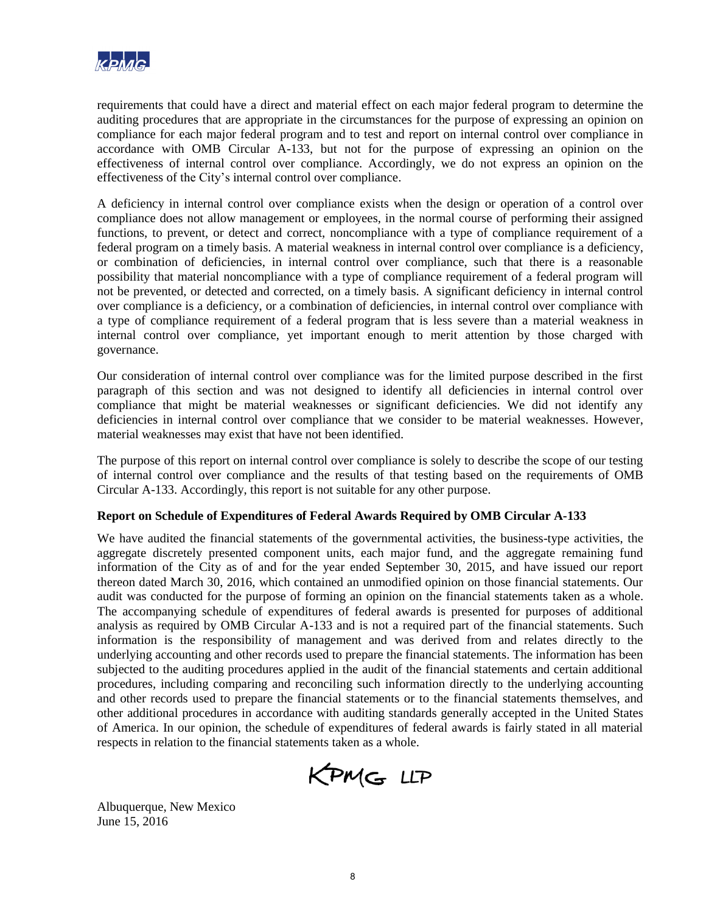requirements that could have a direct and material effect on each major federal program to determine the auditing procedures that are appropriate in the circumstances for the purpose of expressing an opinion on compliance for each major federal program and to test and report on internal control over compliance in accordance with OMB Circular A-133, but not for the purpose of expressing an opinion on the effectiveness of internal control over compliance. Accordingly, we do not express an opinion on the effectiveness of the City's internal control over compliance.

A deficiency in internal control over compliance exists when the design or operation of a control over compliance does not allow management or employees, in the normal course of performing their assigned functions, to prevent, or detect and correct, noncompliance with a type of compliance requirement of a federal program on a timely basis. A material weakness in internal control over compliance is a deficiency, or combination of deficiencies, in internal control over compliance, such that there is a reasonable possibility that material noncompliance with a type of compliance requirement of a federal program will not be prevented, or detected and corrected, on a timely basis. A significant deficiency in internal control over compliance is a deficiency, or a combination of deficiencies, in internal control over compliance with a type of compliance requirement of a federal program that is less severe than a material weakness in internal control over compliance, yet important enough to merit attention by those charged with governance.

Our consideration of internal control over compliance was for the limited purpose described in the first paragraph of this section and was not designed to identify all deficiencies in internal control over compliance that might be material weaknesses or significant deficiencies. We did not identify any deficiencies in internal control over compliance that we consider to be material weaknesses. However, material weaknesses may exist that have not been identified.

The purpose of this report on internal control over compliance is solely to describe the scope of our testing of internal control over compliance and the results of that testing based on the requirements of OMB Circular A-133. Accordingly, this report is not suitable for any other purpose.

**Report on Schedule of Expenditures of Federal Awards Required by OMB Circular A-133**

We have audited the financial statements of the governmental activities, the business-type activities, the aggregate discretely presented component units, each major fund, and the aggregate remaining fund information of the City as of and for the year ended September 30, 2015, and have issued our report thereon dated March 30, 2016, which contained an unmodified opinion on those financial statements. Our audit was conducted for the purpose of forming an opinion on the financial statements taken as a whole. The accompanying schedule of expenditures of federal awards is presented for purposes of additional analysis as required by OMB Circular A-133 and is not a required part of the financial statements. Such information is the responsibility of management and was derived from and relates directly to the underlying accounting and other records used to prepare the financial statements. The information has been subjected to the auditing procedures applied in the audit of the financial statements and certain additional procedures, including comparing and reconciling such information directly to the underlying accounting and other records used to prepare the financial statements or to the financial statements themselves, and other additional procedures in accordance with auditing standards generally accepted in the United States of America. In our opinion, the schedule of expenditures of federal awards is fairly stated in all material respects in relation to the financial statements taken as a whole.

KPMG LLP

Albuquerque, New Mexico
June 15, 2016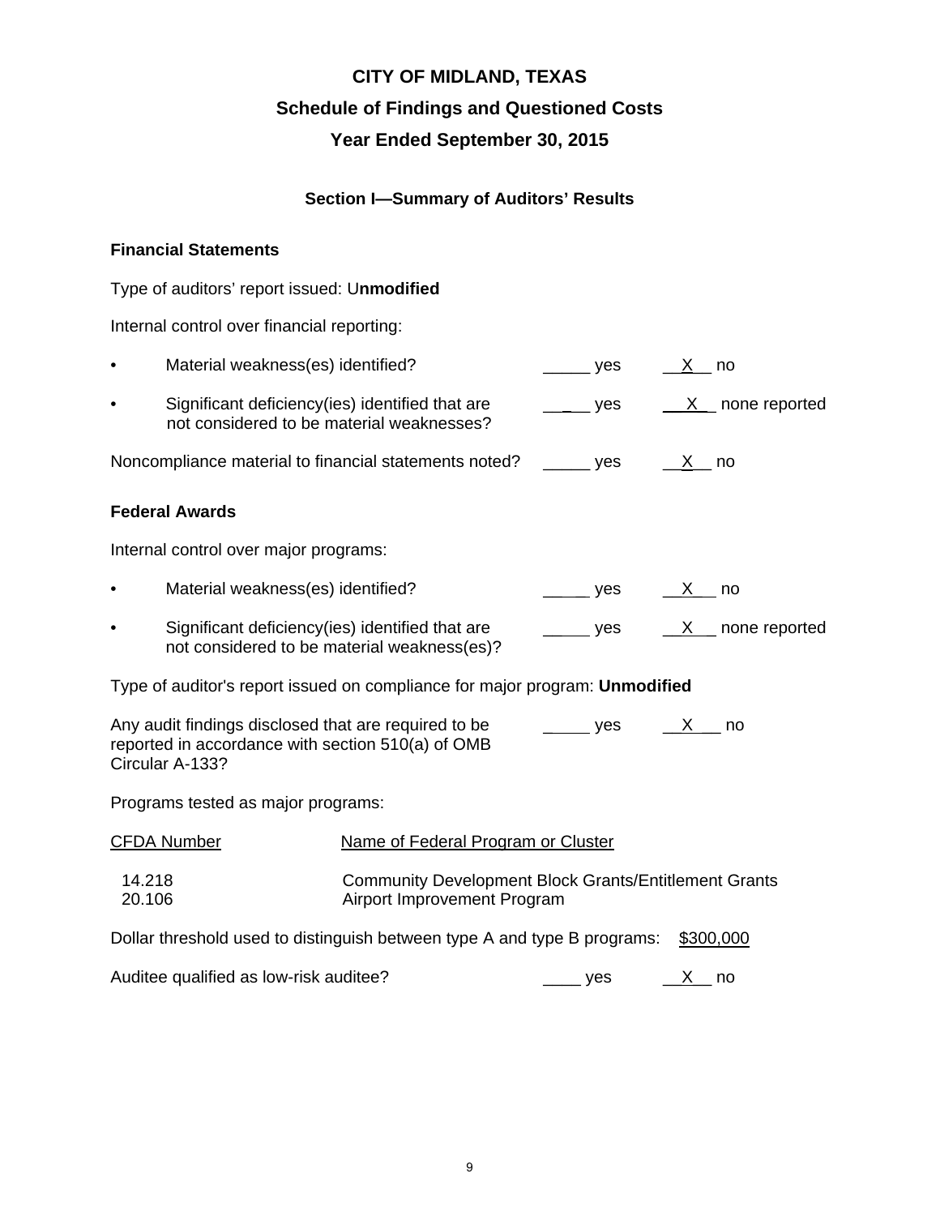# CITY OF MIDLAND, TEXAS

## Schedule of Findings and Questioned Costs

## Year Ended September 30, 2015

### Section I—Summary of Auditors' Results

**Financial Statements**

Type of auditors' report issued: U**nmodified**

Internal control over financial reporting:

- Material weakness(es) identified? _____ yes __X__ no
- Significant deficiency(ies) identified that are not considered to be material weaknesses? _____ yes __X__ none reported

Noncompliance material to financial statements noted? _____ yes __X__ no

**Federal Awards**

Internal control over major programs:

- Material weakness(es) identified? _____ yes __X__ no
- Significant deficiency(ies) identified that are not considered to be material weakness(es)? _____ yes __X__ none reported

Type of auditor's report issued on compliance for major program: **Unmodified**

Any audit findings disclosed that are required to be reported in accordance with section 510(a) of OMB Circular A-133? _____ yes __X__ no

Programs tested as major programs:

| CFDA Number | Name of Federal Program or Cluster |
|---|---|
| 14.218 | Community Development Block Grants/Entitlement Grants |
| 20.106 | Airport Improvement Program |

Dollar threshold used to distinguish between type A and type B programs: $300,000

Auditee qualified as low-risk auditee? ____ yes __X__ no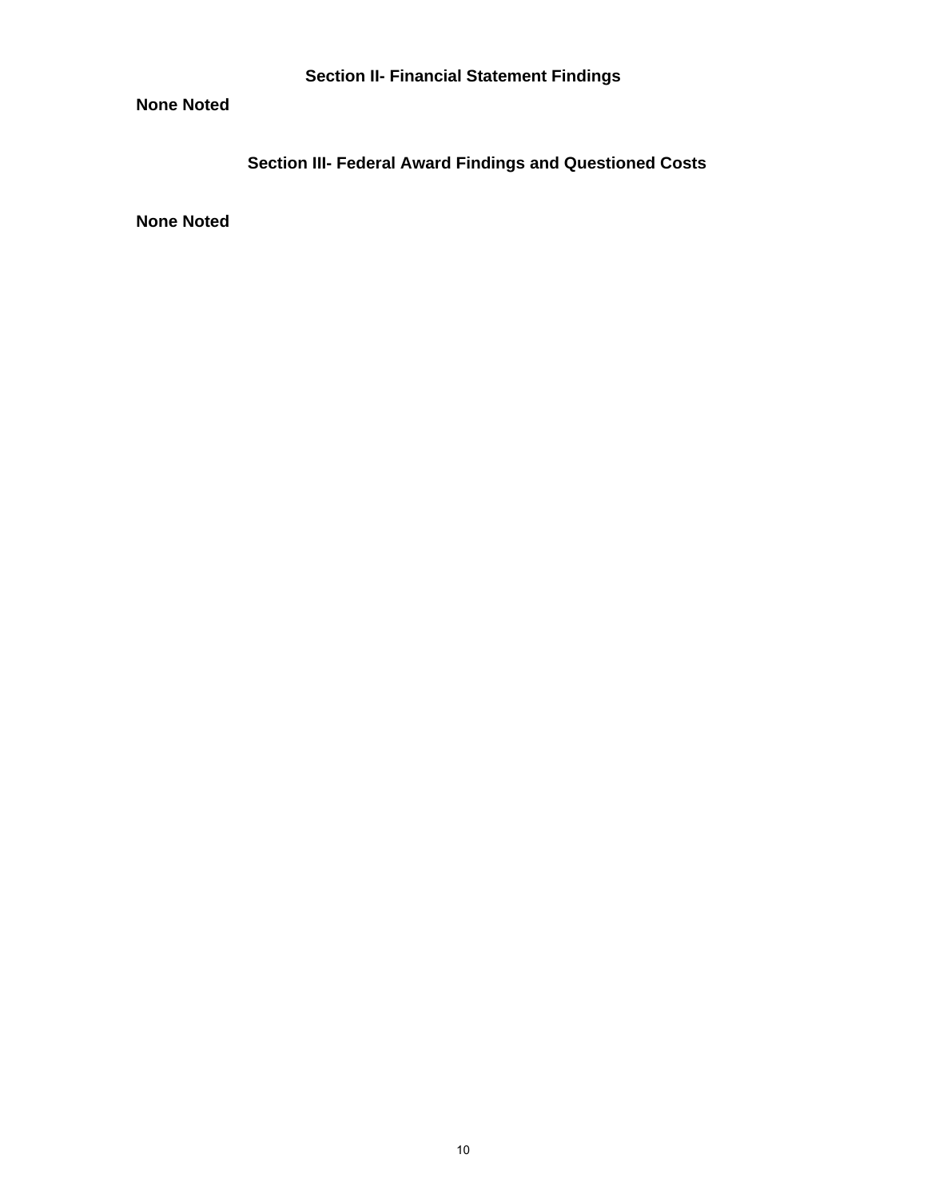## Section II- Financial Statement Findings

**None Noted**

## Section III- Federal Award Findings and Questioned Costs

**None Noted**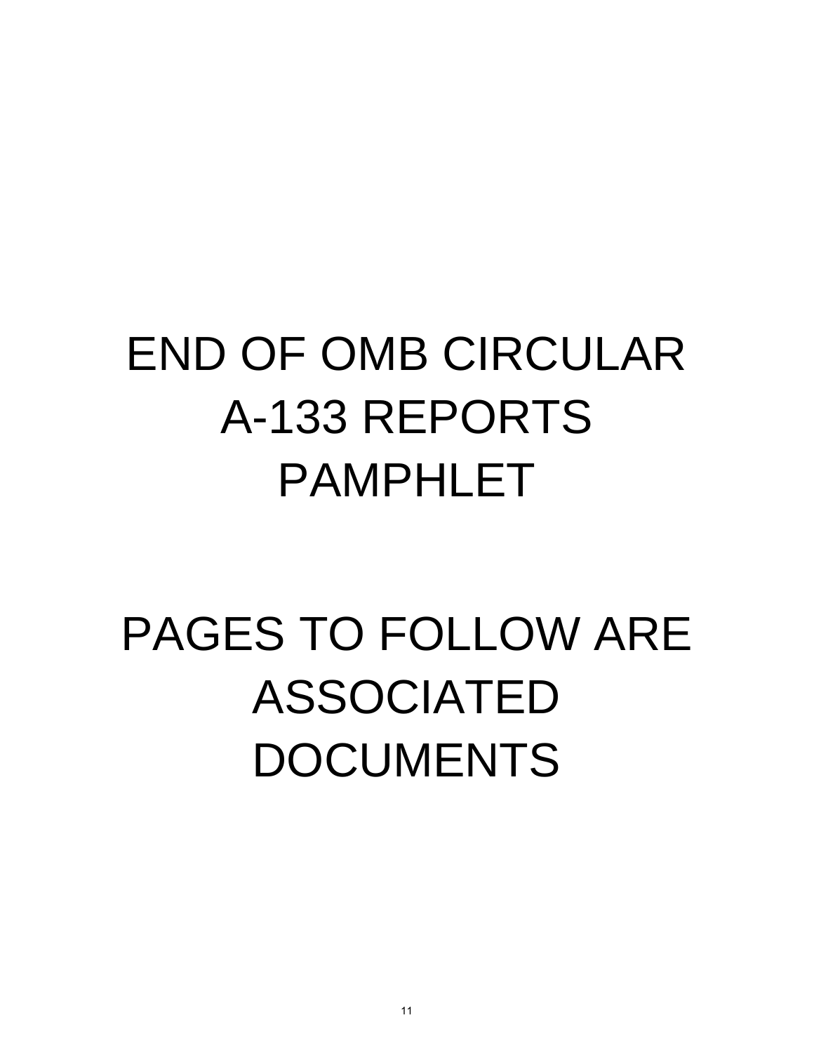# END OF OMB CIRCULAR A-133 REPORTS PAMPHLET

# PAGES TO FOLLOW ARE ASSOCIATED DOCUMENTS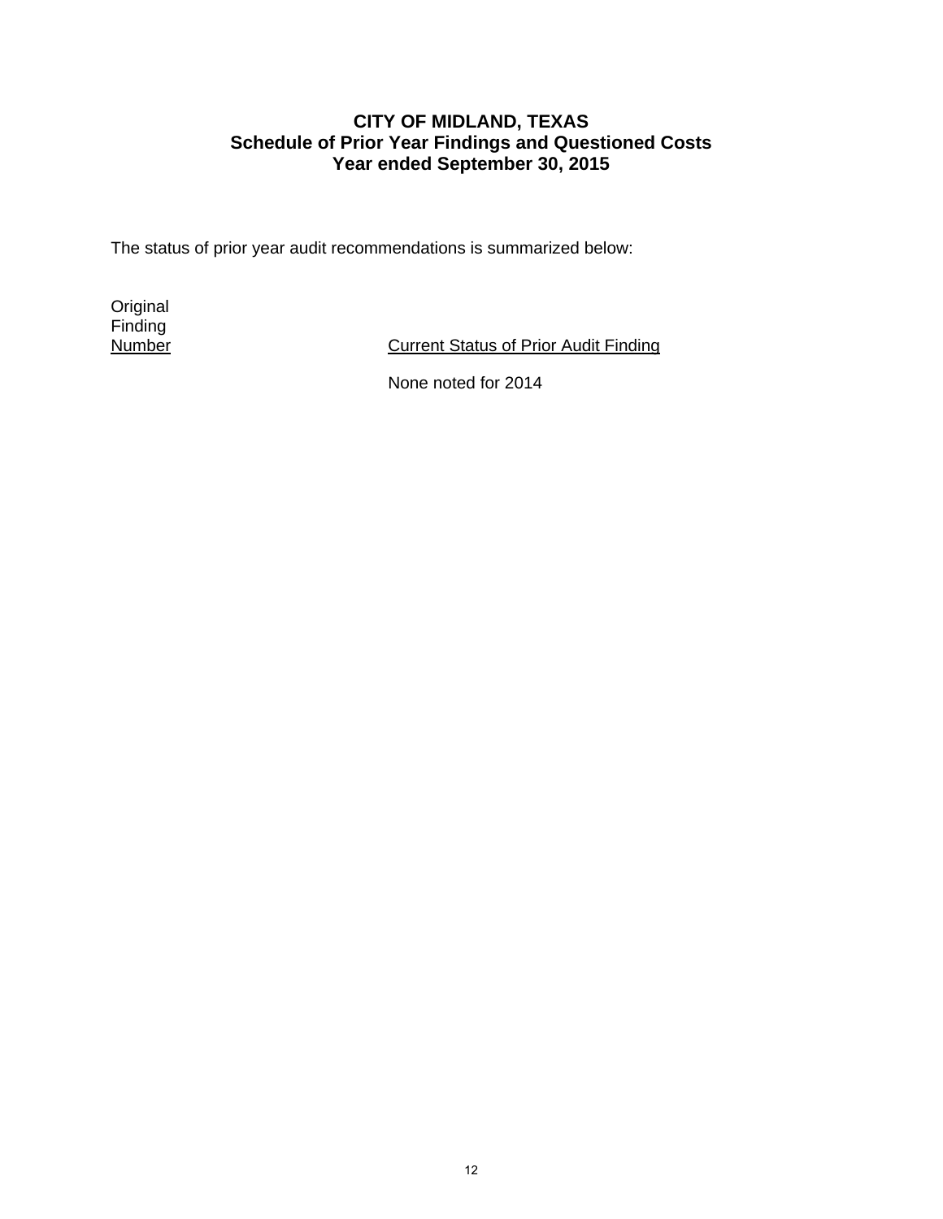# CITY OF MIDLAND, TEXAS
## Schedule of Prior Year Findings and Questioned Costs
## Year ended September 30, 2015

The status of prior year audit recommendations is summarized below:

| Original Finding Number | Current Status of Prior Audit Finding |
|---|---|
| | None noted for 2014 |